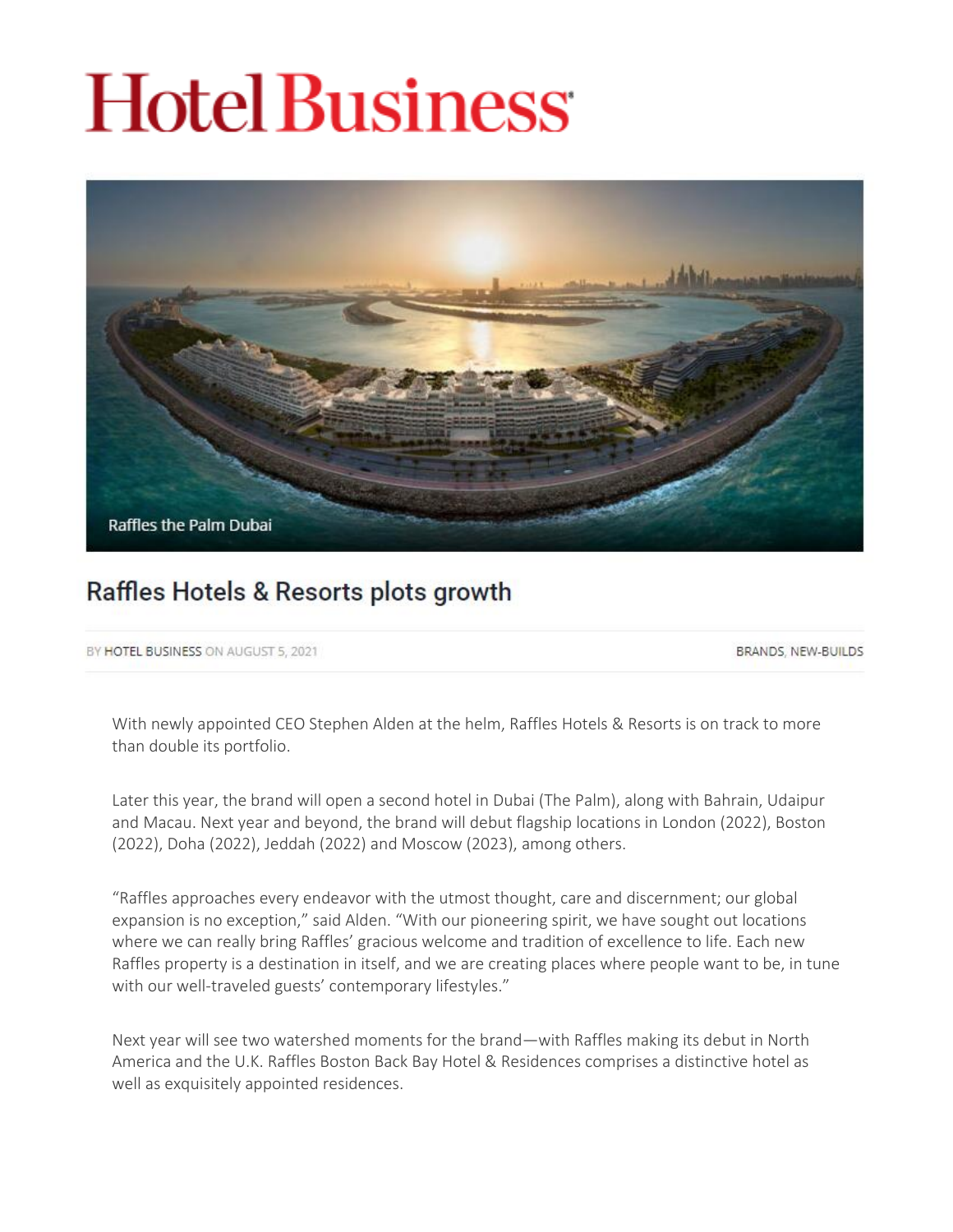# Hotel Business

Raffles the Palm Dubai

## Raffles Hotels & Resorts plots growth

BY HOTEL BUSINESS ON AUGUST 5, 2021 — BRANDS, NEW-BUILDS

With newly appointed CEO Stephen Alden at the helm, Raffles Hotels & Resorts is on track to more than double its portfolio.

Later this year, the brand will open a second hotel in Dubai (The Palm), along with Bahrain, Udaipur and Macau. Next year and beyond, the brand will debut flagship locations in London (2022), Boston (2022), Doha (2022), Jeddah (2022) and Moscow (2023), among others.

"Raffles approaches every endeavor with the utmost thought, care and discernment; our global expansion is no exception," said Alden. "With our pioneering spirit, we have sought out locations where we can really bring Raffles' gracious welcome and tradition of excellence to life. Each new Raffles property is a destination in itself, and we are creating places where people want to be, in tune with our well-traveled guests' contemporary lifestyles."

Next year will see two watershed moments for the brand—with Raffles making its debut in North America and the U.K. Raffles Boston Back Bay Hotel & Residences comprises a distinctive hotel as well as exquisitely appointed residences.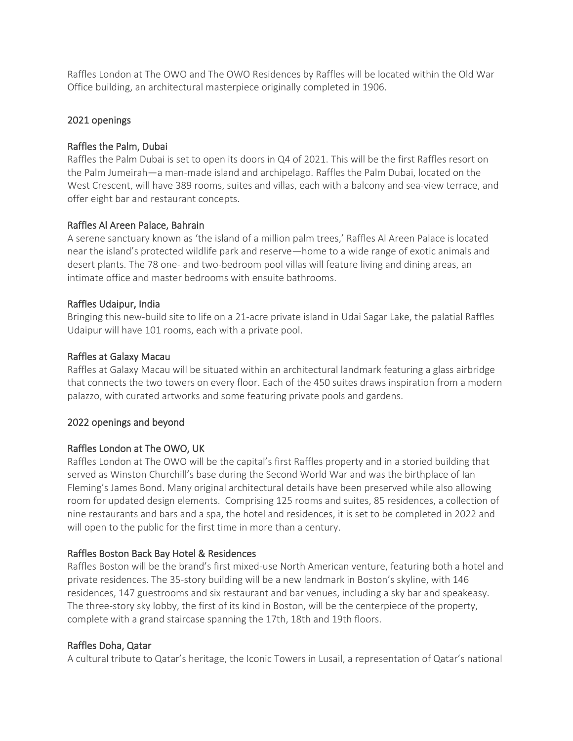Raffles London at The OWO and The OWO Residences by Raffles will be located within the Old War Office building, an architectural masterpiece originally completed in 1906.

## 2021 openings

### Raffles the Palm, Dubai

Raffles the Palm Dubai is set to open its doors in Q4 of 2021. This will be the first Raffles resort on the Palm Jumeirah—a man-made island and archipelago. Raffles the Palm Dubai, located on the West Crescent, will have 389 rooms, suites and villas, each with a balcony and sea-view terrace, and offer eight bar and restaurant concepts.

### Raffles Al Areen Palace, Bahrain

A serene sanctuary known as 'the island of a million palm trees,' Raffles Al Areen Palace is located near the island's protected wildlife park and reserve—home to a wide range of exotic animals and desert plants. The 78 one- and two-bedroom pool villas will feature living and dining areas, an intimate office and master bedrooms with ensuite bathrooms.

### Raffles Udaipur, India

Bringing this new-build site to life on a 21-acre private island in Udai Sagar Lake, the palatial Raffles Udaipur will have 101 rooms, each with a private pool.

### Raffles at Galaxy Macau

Raffles at Galaxy Macau will be situated within an architectural landmark featuring a glass airbridge that connects the two towers on every floor. Each of the 450 suites draws inspiration from a modern palazzo, with curated artworks and some featuring private pools and gardens.

## 2022 openings and beyond

### Raffles London at The OWO, UK

Raffles London at The OWO will be the capital's first Raffles property and in a storied building that served as Winston Churchill's base during the Second World War and was the birthplace of Ian Fleming's James Bond. Many original architectural details have been preserved while also allowing room for updated design elements. Comprising 125 rooms and suites, 85 residences, a collection of nine restaurants and bars and a spa, the hotel and residences, it is set to be completed in 2022 and will open to the public for the first time in more than a century.

### Raffles Boston Back Bay Hotel & Residences

Raffles Boston will be the brand's first mixed-use North American venture, featuring both a hotel and private residences. The 35-story building will be a new landmark in Boston's skyline, with 146 residences, 147 guestrooms and six restaurant and bar venues, including a sky bar and speakeasy. The three-story sky lobby, the first of its kind in Boston, will be the centerpiece of the property, complete with a grand staircase spanning the 17th, 18th and 19th floors.

### Raffles Doha, Qatar

A cultural tribute to Qatar's heritage, the Iconic Towers in Lusail, a representation of Qatar's national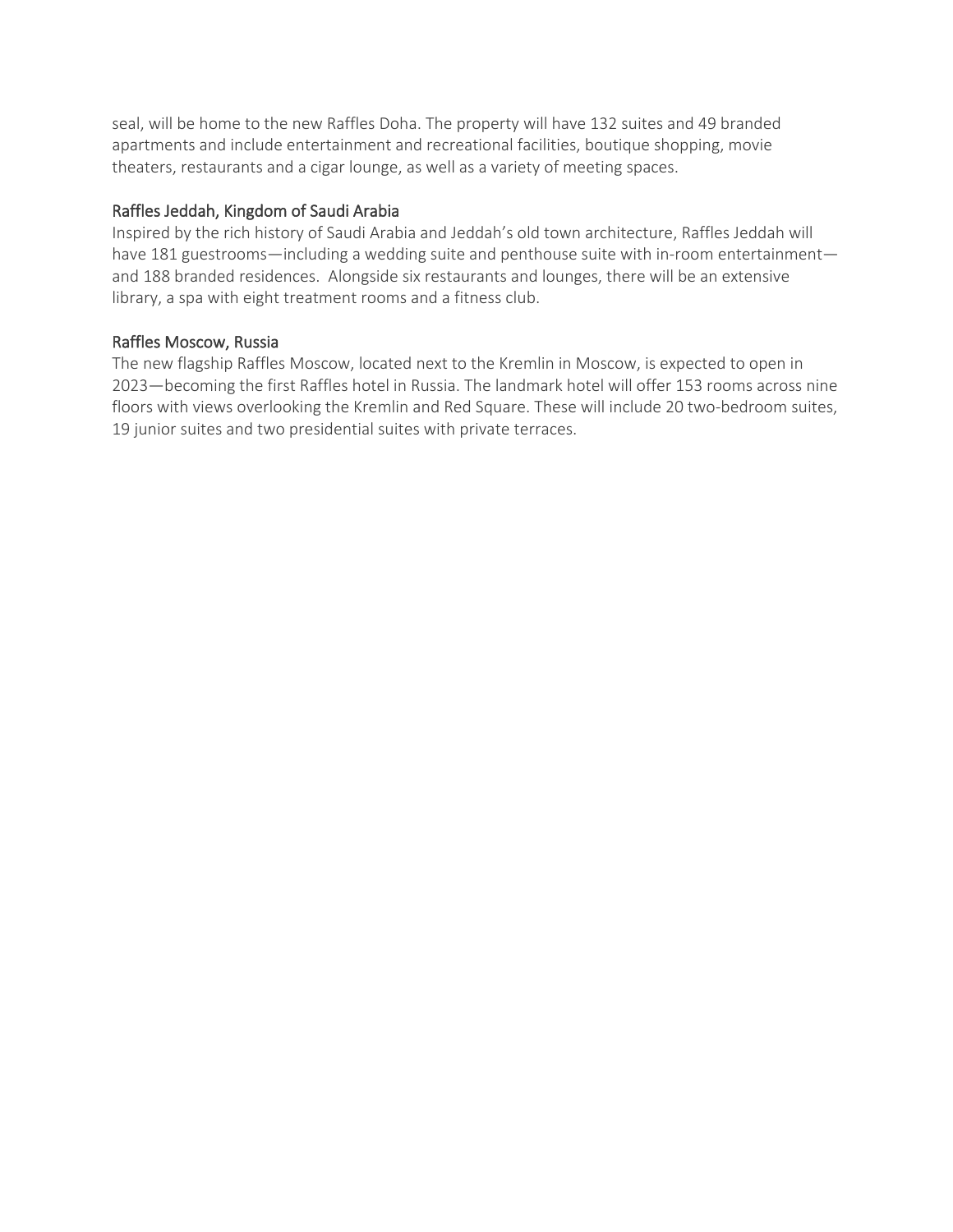seal, will be home to the new Raffles Doha. The property will have 132 suites and 49 branded apartments and include entertainment and recreational facilities, boutique shopping, movie theaters, restaurants and a cigar lounge, as well as a variety of meeting spaces.

### Raffles Jeddah, Kingdom of Saudi Arabia

Inspired by the rich history of Saudi Arabia and Jeddah's old town architecture, Raffles Jeddah will have 181 guestrooms—including a wedding suite and penthouse suite with in-room entertainment—and 188 branded residences. Alongside six restaurants and lounges, there will be an extensive library, a spa with eight treatment rooms and a fitness club.

### Raffles Moscow, Russia

The new flagship Raffles Moscow, located next to the Kremlin in Moscow, is expected to open in 2023—becoming the first Raffles hotel in Russia. The landmark hotel will offer 153 rooms across nine floors with views overlooking the Kremlin and Red Square. These will include 20 two-bedroom suites, 19 junior suites and two presidential suites with private terraces.